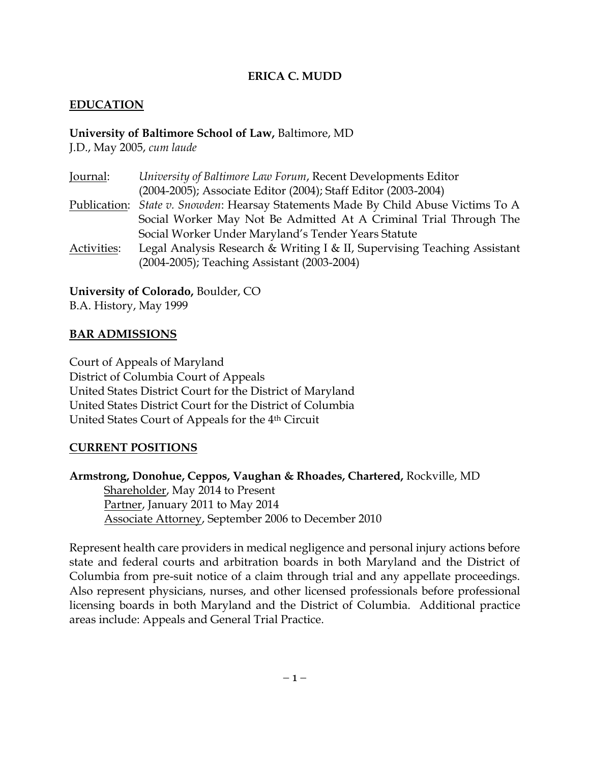# ERICA C. MUDD

## EDUCATION

**University of Baltimore School of Law,** Baltimore, MD
J.D., May 2005, *cum laude*

Journal: *University of Baltimore Law Forum*, Recent Developments Editor (2004-2005); Associate Editor (2004); Staff Editor (2003-2004)

Publication: *State v. Snowden*: Hearsay Statements Made By Child Abuse Victims To A Social Worker May Not Be Admitted At A Criminal Trial Through The Social Worker Under Maryland's Tender Years Statute

Activities: Legal Analysis Research & Writing I & II, Supervising Teaching Assistant (2004-2005); Teaching Assistant (2003-2004)

**University of Colorado,** Boulder, CO
B.A. History, May 1999

## BAR ADMISSIONS

Court of Appeals of Maryland
District of Columbia Court of Appeals
United States District Court for the District of Maryland
United States District Court for the District of Columbia
United States Court of Appeals for the 4th Circuit

## CURRENT POSITIONS

**Armstrong, Donohue, Ceppos, Vaughan & Rhoades, Chartered,** Rockville, MD
Shareholder, May 2014 to Present
Partner, January 2011 to May 2014
Associate Attorney, September 2006 to December 2010

Represent health care providers in medical negligence and personal injury actions before state and federal courts and arbitration boards in both Maryland and the District of Columbia from pre-suit notice of a claim through trial and any appellate proceedings. Also represent physicians, nurses, and other licensed professionals before professional licensing boards in both Maryland and the District of Columbia. Additional practice areas include: Appeals and General Trial Practice.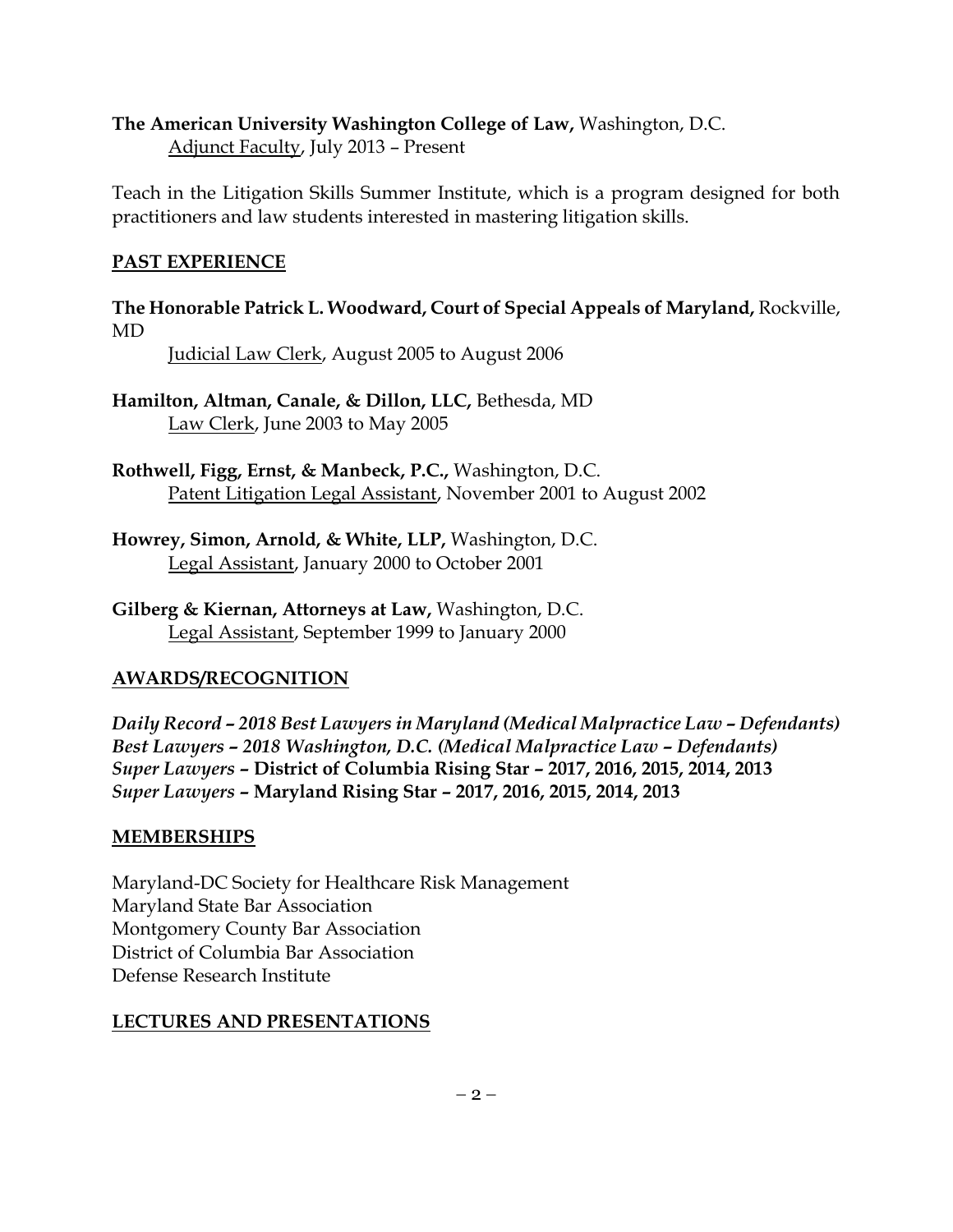**The American University Washington College of Law,** Washington, D.C.
Adjunct Faculty, July 2013 – Present

Teach in the Litigation Skills Summer Institute, which is a program designed for both practitioners and law students interested in mastering litigation skills.

## PAST EXPERIENCE

**The Honorable Patrick L. Woodward, Court of Special Appeals of Maryland,** Rockville, MD
Judicial Law Clerk, August 2005 to August 2006

**Hamilton, Altman, Canale, & Dillon, LLC,** Bethesda, MD
Law Clerk, June 2003 to May 2005

**Rothwell, Figg, Ernst, & Manbeck, P.C.,** Washington, D.C.
Patent Litigation Legal Assistant, November 2001 to August 2002

**Howrey, Simon, Arnold, & White, LLP,** Washington, D.C.
Legal Assistant, January 2000 to October 2001

**Gilberg & Kiernan, Attorneys at Law,** Washington, D.C.
Legal Assistant, September 1999 to January 2000

## AWARDS/RECOGNITION

***Daily Record – 2018 Best Lawyers in Maryland (Medical Malpractice Law – Defendants)***
***Best Lawyers – 2018 Washington, D.C. (Medical Malpractice Law – Defendants)***
***Super Lawyers* – District of Columbia Rising Star – 2017, 2016, 2015, 2014, 2013**
***Super Lawyers* – Maryland Rising Star – 2017, 2016, 2015, 2014, 2013**

## MEMBERSHIPS

Maryland-DC Society for Healthcare Risk Management
Maryland State Bar Association
Montgomery County Bar Association
District of Columbia Bar Association
Defense Research Institute

## LECTURES AND PRESENTATIONS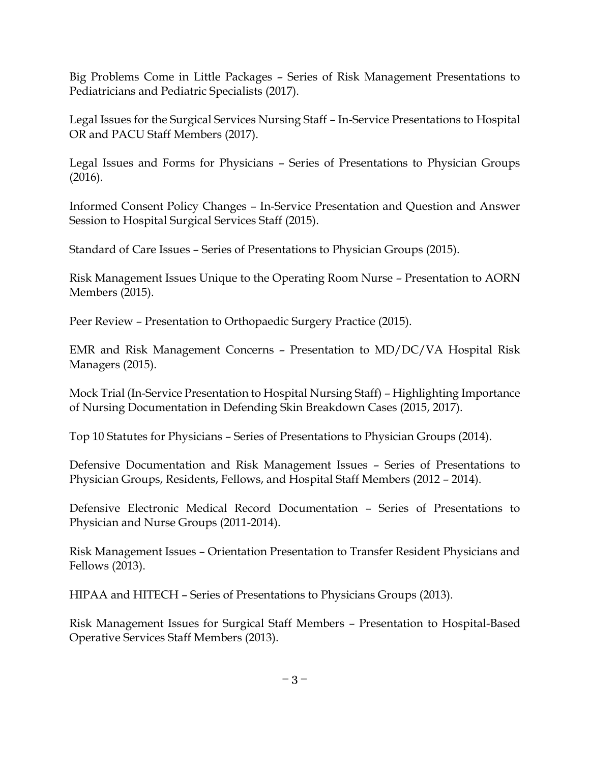Big Problems Come in Little Packages – Series of Risk Management Presentations to Pediatricians and Pediatric Specialists (2017).

Legal Issues for the Surgical Services Nursing Staff – In-Service Presentations to Hospital OR and PACU Staff Members (2017).

Legal Issues and Forms for Physicians – Series of Presentations to Physician Groups (2016).

Informed Consent Policy Changes – In-Service Presentation and Question and Answer Session to Hospital Surgical Services Staff (2015).

Standard of Care Issues – Series of Presentations to Physician Groups (2015).

Risk Management Issues Unique to the Operating Room Nurse – Presentation to AORN Members (2015).

Peer Review – Presentation to Orthopaedic Surgery Practice (2015).

EMR and Risk Management Concerns – Presentation to MD/DC/VA Hospital Risk Managers (2015).

Mock Trial (In-Service Presentation to Hospital Nursing Staff) – Highlighting Importance of Nursing Documentation in Defending Skin Breakdown Cases (2015, 2017).

Top 10 Statutes for Physicians – Series of Presentations to Physician Groups (2014).

Defensive Documentation and Risk Management Issues – Series of Presentations to Physician Groups, Residents, Fellows, and Hospital Staff Members (2012 – 2014).

Defensive Electronic Medical Record Documentation – Series of Presentations to Physician and Nurse Groups (2011-2014).

Risk Management Issues – Orientation Presentation to Transfer Resident Physicians and Fellows (2013).

HIPAA and HITECH – Series of Presentations to Physicians Groups (2013).

Risk Management Issues for Surgical Staff Members – Presentation to Hospital-Based Operative Services Staff Members (2013).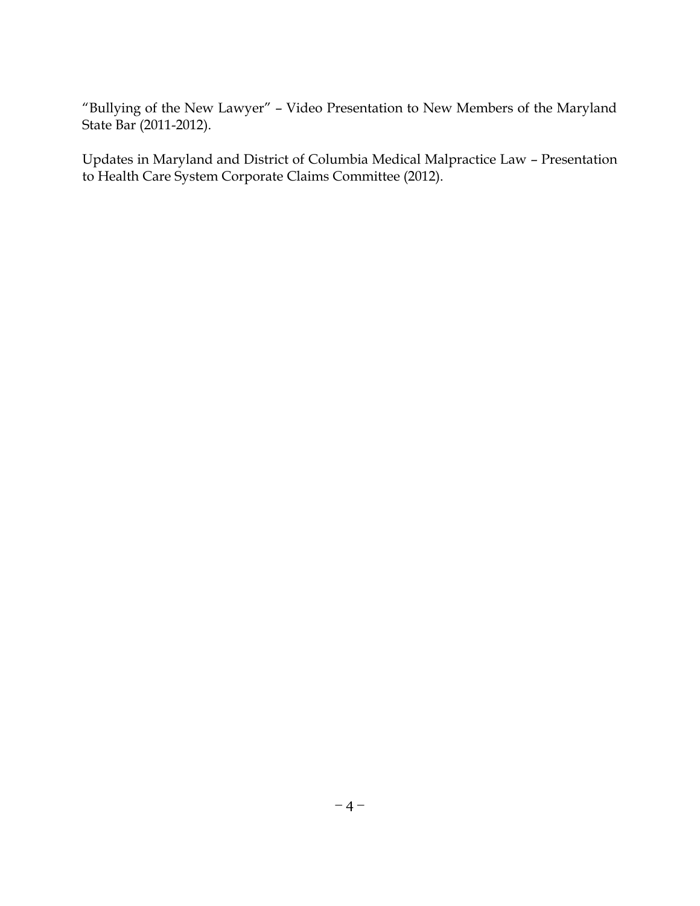"Bullying of the New Lawyer" – Video Presentation to New Members of the Maryland State Bar (2011-2012).

Updates in Maryland and District of Columbia Medical Malpractice Law – Presentation to Health Care System Corporate Claims Committee (2012).